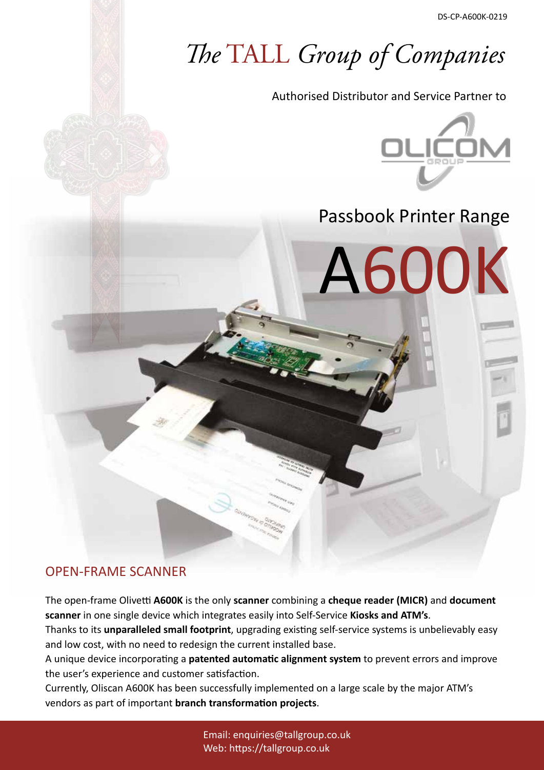DS-CP-A600K-0219

# *The* TALL *Group of Companies*

Authorised Distributor and Service Partner to

OLICOM GROUP

## Passbook Printer Range

# A600K

## OPEN-FRAME SCANNER

The open-frame Olivetti **A600K** is the only **scanner** combining a **cheque reader (MICR)** and **document scanner** in one single device which integrates easily into Self-Service **Kiosks and ATM's**.

Thanks to its **unparalleled small footprint**, upgrading existing self-service systems is unbelievably easy and low cost, with no need to redesign the current installed base.

A unique device incorporating a **patented automatic alignment system** to prevent errors and improve the user's experience and customer satisfaction.

Currently, Oliscan A600K has been successfully implemented on a large scale by the major ATM's vendors as part of important **branch transformation projects**.

Email: enquiries@tallgroup.co.uk
Web: https://tallgroup.co.uk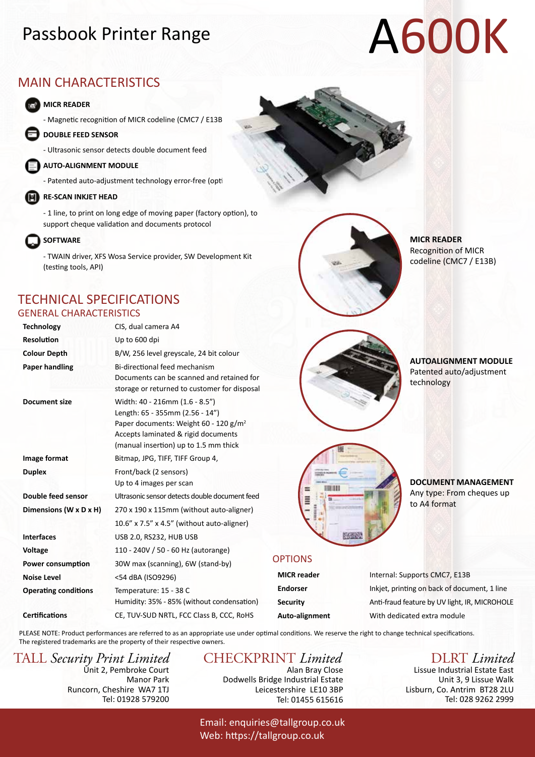# Passbook Printer Range

# A600K

## MAIN CHARACTERISTICS

**MICR READER**

- Magnetic recognition of MICR codeline (CMC7 / E13B

**DOUBLE FEED SENSOR**

- Ultrasonic sensor detects double document feed

**AUTO-ALIGNMENT MODULE**

- Patented auto-adjustment technology error-free (opti

**RE-SCAN INKJET HEAD**

- 1 line, to print on long edge of moving paper (factory option), to support cheque validation and documents protocol

**SOFTWARE**

- TWAIN driver, XFS Wosa Service provider, SW Development Kit (testing tools, API)

**MICR READER**
Recognition of MICR codeline (CMC7 / E13B)

**AUTOALIGNMENT MODULE**
Patented auto/adjustment technology

**DOCUMENT MANAGEMENT**
Any type: From cheques up to A4 format

## TECHNICAL SPECIFICATIONS

### GENERAL CHARACTERISTICS

| | |
|---|---|
| **Technology** | CIS, dual camera A4 |
| **Resolution** | Up to 600 dpi |
| **Colour Depth** | B/W, 256 level greyscale, 24 bit colour |
| **Paper handling** | Bi-directional feed mechanism<br>Documents can be scanned and retained for storage or returned to customer for disposal |
| **Document size** | Width: 40 - 216mm (1.6 - 8.5")<br>Length: 65 - 355mm (2.56 - 14")<br>Paper documents: Weight 60 - 120 g/m²<br>Accepts laminated & rigid documents (manual insertion) up to 1.5 mm thick |
| **Image format** | Bitmap, JPG, TIFF, TIFF Group 4, |
| **Duplex** | Front/back (2 sensors)<br>Up to 4 images per scan |
| **Double feed sensor** | Ultrasonic sensor detects double document feed |
| **Dimensions (W x D x H)** | 270 x 190 x 115mm (without auto-aligner)<br>10.6" x 7.5" x 4.5" (without auto-aligner) |
| **Interfaces** | USB 2.0, RS232, HUB USB |
| **Voltage** | 110 - 240V / 50 - 60 Hz (autorange) |
| **Power consumption** | 30W max (scanning), 6W (stand-by) |
| **Noise Level** | <54 dBA (ISO9296) |
| **Operating conditions** | Temperature: 15 - 38 C<br>Humidity: 35% - 85% (without condensation) |
| **Certifications** | CE, TUV-SUD NRTL, FCC Class B, CCC, RoHS |

### OPTIONS

| | |
|---|---|
| **MICR reader** | Internal: Supports CMC7, E13B |
| **Endorser** | Inkjet, printing on back of document, 1 line |
| **Security** | Anti-fraud feature by UV light, IR, MICROHOLE |
| **Auto-alignment** | With dedicated extra module |

PLEASE NOTE: Product performances are referred to as an appropriate use under optimal conditions. We reserve the right to change technical specifications. The registered trademarks are the property of their respective owners.

TALL *Security Print Limited*
Unit 2, Pembroke Court
Manor Park
Runcorn, Cheshire WA7 1TJ
Tel: 01928 579200

CHECKPRINT *Limited*
Alan Bray Close
Dodwells Bridge Industrial Estate
Leicestershire LE10 3BP
Tel: 01455 615616

DLRT *Limited*
Lissue Industrial Estate East
Unit 3, 9 Lissue Walk
Lisburn, Co. Antrim BT28 2LU
Tel: 028 9262 2999

Email: enquiries@tallgroup.co.uk
Web: https://tallgroup.co.uk